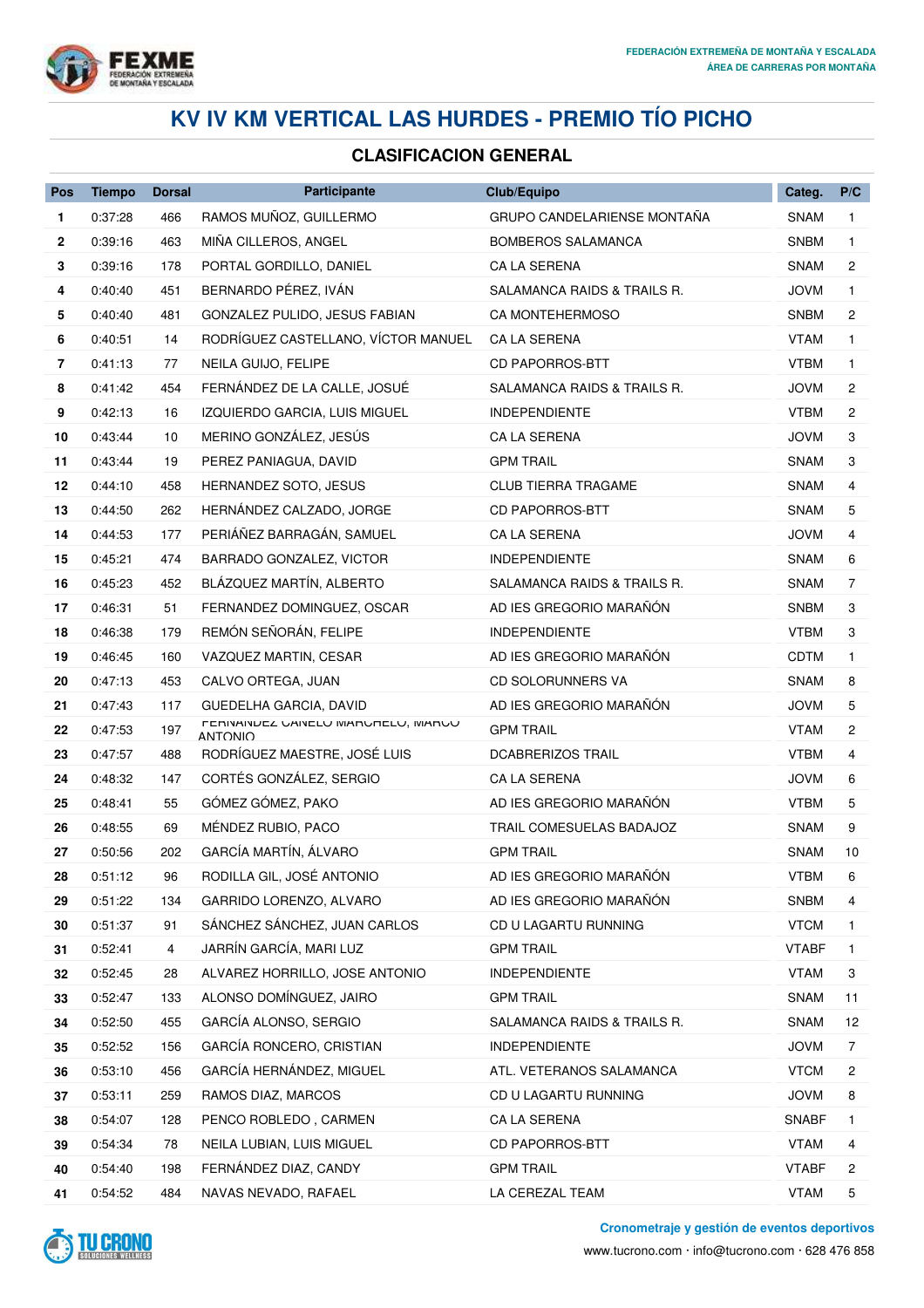FEDERACIÓN EXTREMEÑA DE MONTAÑA Y ESCALADA
ÁREA DE CARRERAS POR MONTAÑA

# KV IV KM VERTICAL LAS HURDES - PREMIO TÍO PICHO

## CLASIFICACION GENERAL

| Pos | Tiempo | Dorsal | Participante | Club/Equipo | Categ. | P/C |
|---|---|---|---|---|---|---|
| 1 | 0:37:28 | 466 | RAMOS MUÑOZ, GUILLERMO | GRUPO CANDELARIENSE MONTAÑA | SNAM | 1 |
| 2 | 0:39:16 | 463 | MIÑA CILLEROS, ANGEL | BOMBEROS SALAMANCA | SNBM | 1 |
| 3 | 0:39:16 | 178 | PORTAL GORDILLO, DANIEL | CA LA SERENA | SNAM | 2 |
| 4 | 0:40:40 | 451 | BERNARDO PÉREZ, IVÁN | SALAMANCA RAIDS & TRAILS R. | JOVM | 1 |
| 5 | 0:40:40 | 481 | GONZALEZ PULIDO, JESUS FABIAN | CA MONTEHERMOSO | SNBM | 2 |
| 6 | 0:40:51 | 14 | RODRÍGUEZ CASTELLANO, VÍCTOR MANUEL | CA LA SERENA | VTAM | 1 |
| 7 | 0:41:13 | 77 | NEILA GUIJO, FELIPE | CD PAPORROS-BTT | VTBM | 1 |
| 8 | 0:41:42 | 454 | FERNÁNDEZ DE LA CALLE, JOSUÉ | SALAMANCA RAIDS & TRAILS R. | JOVM | 2 |
| 9 | 0:42:13 | 16 | IZQUIERDO GARCIA, LUIS MIGUEL | INDEPENDIENTE | VTBM | 2 |
| 10 | 0:43:44 | 10 | MERINO GONZÁLEZ, JESÚS | CA LA SERENA | JOVM | 3 |
| 11 | 0:43:44 | 19 | PEREZ PANIAGUA, DAVID | GPM TRAIL | SNAM | 3 |
| 12 | 0:44:10 | 458 | HERNANDEZ SOTO, JESUS | CLUB TIERRA TRAGAME | SNAM | 4 |
| 13 | 0:44:50 | 262 | HERNÁNDEZ CALZADO, JORGE | CD PAPORROS-BTT | SNAM | 5 |
| 14 | 0:44:53 | 177 | PERIÁÑEZ BARRAGÁN, SAMUEL | CA LA SERENA | JOVM | 4 |
| 15 | 0:45:21 | 474 | BARRADO GONZALEZ, VICTOR | INDEPENDIENTE | SNAM | 6 |
| 16 | 0:45:23 | 452 | BLÁZQUEZ MARTÍN, ALBERTO | SALAMANCA RAIDS & TRAILS R. | SNAM | 7 |
| 17 | 0:46:31 | 51 | FERNANDEZ DOMINGUEZ, OSCAR | AD IES GREGORIO MARAÑÓN | SNBM | 3 |
| 18 | 0:46:38 | 179 | REMÓN SEÑORÁN, FELIPE | INDEPENDIENTE | VTBM | 3 |
| 19 | 0:46:45 | 160 | VAZQUEZ MARTIN, CESAR | AD IES GREGORIO MARAÑÓN | CDTM | 1 |
| 20 | 0:47:13 | 453 | CALVO ORTEGA, JUAN | CD SOLORUNNERS VA | SNAM | 8 |
| 21 | 0:47:43 | 117 | GUEDELHA GARCIA, DAVID | AD IES GREGORIO MARAÑÓN | JOVM | 5 |
| 22 | 0:47:53 | 197 | FERNANDEZ CANELO MARCHELO, MARCO ANTONIO | GPM TRAIL | VTAM | 2 |
| 23 | 0:47:57 | 488 | RODRÍGUEZ MAESTRE, JOSÉ LUIS | DCABRERIZOS TRAIL | VTBM | 4 |
| 24 | 0:48:32 | 147 | CORTÉS GONZÁLEZ, SERGIO | CA LA SERENA | JOVM | 6 |
| 25 | 0:48:41 | 55 | GÓMEZ GÓMEZ, PAKO | AD IES GREGORIO MARAÑÓN | VTBM | 5 |
| 26 | 0:48:55 | 69 | MÉNDEZ RUBIO, PACO | TRAIL COMESUELAS BADAJOZ | SNAM | 9 |
| 27 | 0:50:56 | 202 | GARCÍA MARTÍN, ÁLVARO | GPM TRAIL | SNAM | 10 |
| 28 | 0:51:12 | 96 | RODILLA GIL, JOSÉ ANTONIO | AD IES GREGORIO MARAÑÓN | VTBM | 6 |
| 29 | 0:51:22 | 134 | GARRIDO LORENZO, ALVARO | AD IES GREGORIO MARAÑÓN | SNBM | 4 |
| 30 | 0:51:37 | 91 | SÁNCHEZ SÁNCHEZ, JUAN CARLOS | CD U LAGARTU RUNNING | VTCM | 1 |
| 31 | 0:52:41 | 4 | JARRÍN GARCÍA, MARI LUZ | GPM TRAIL | VTABF | 1 |
| 32 | 0:52:45 | 28 | ALVAREZ HORRILLO, JOSE ANTONIO | INDEPENDIENTE | VTAM | 3 |
| 33 | 0:52:47 | 133 | ALONSO DOMÍNGUEZ, JAIRO | GPM TRAIL | SNAM | 11 |
| 34 | 0:52:50 | 455 | GARCÍA ALONSO, SERGIO | SALAMANCA RAIDS & TRAILS R. | SNAM | 12 |
| 35 | 0:52:52 | 156 | GARCÍA RONCERO, CRISTIAN | INDEPENDIENTE | JOVM | 7 |
| 36 | 0:53:10 | 456 | GARCÍA HERNÁNDEZ, MIGUEL | ATL. VETERANOS SALAMANCA | VTCM | 2 |
| 37 | 0:53:11 | 259 | RAMOS DIAZ, MARCOS | CD U LAGARTU RUNNING | JOVM | 8 |
| 38 | 0:54:07 | 128 | PENCO ROBLEDO , CARMEN | CA LA SERENA | SNABF | 1 |
| 39 | 0:54:34 | 78 | NEILA LUBIAN, LUIS MIGUEL | CD PAPORROS-BTT | VTAM | 4 |
| 40 | 0:54:40 | 198 | FERNÁNDEZ DIAZ, CANDY | GPM TRAIL | VTABF | 2 |
| 41 | 0:54:52 | 484 | NAVAS NEVADO, RAFAEL | LA CEREZAL TEAM | VTAM | 5 |

Cronometraje y gestión de eventos deportivos
www.tucrono.com · info@tucrono.com · 628 476 858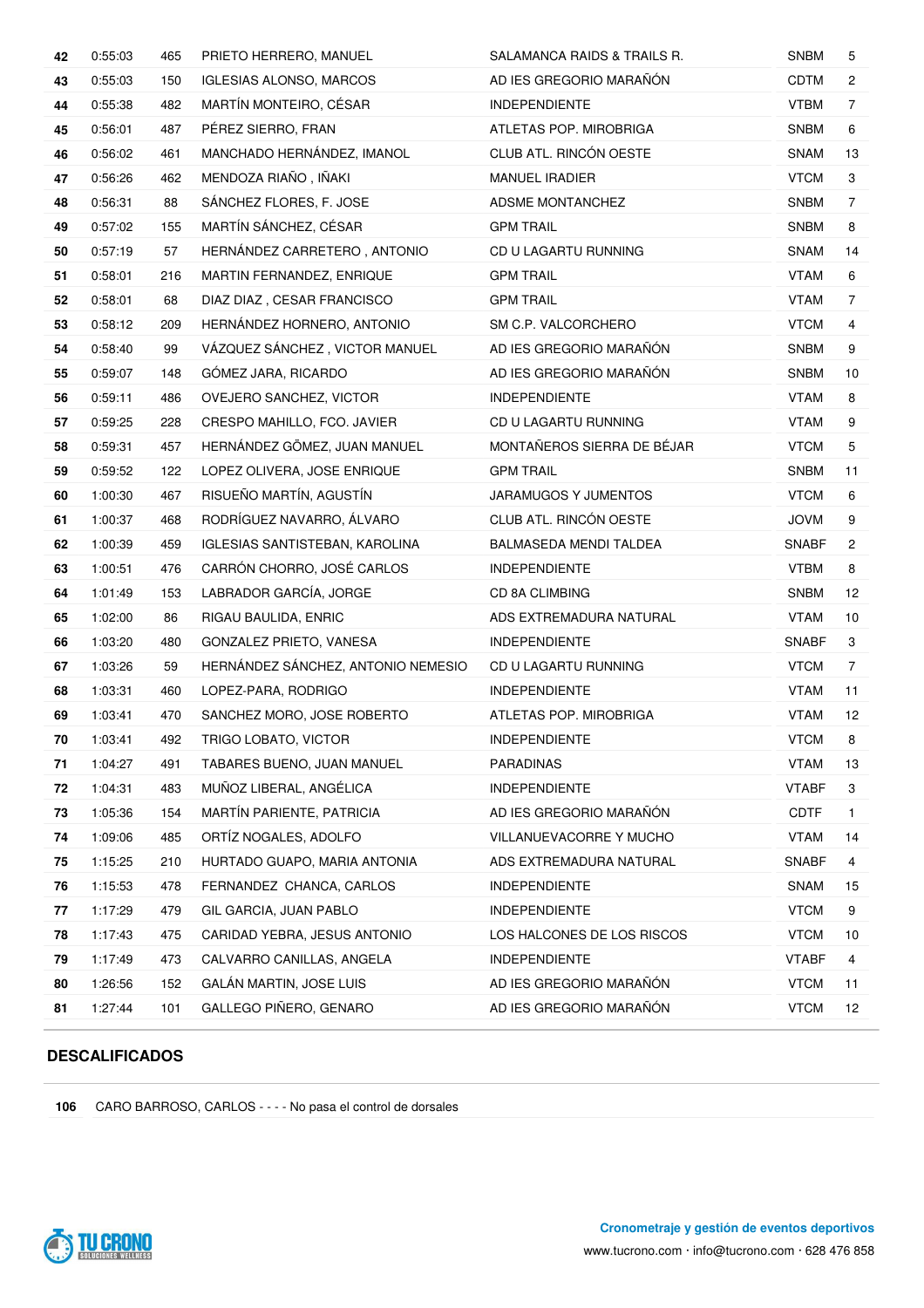| | | | | | | |
|---|---|---|---|---|---|---|
| **42** | 0:55:03 | 465 | PRIETO HERRERO, MANUEL | SALAMANCA RAIDS & TRAILS R. | SNBM | 5 |
| **43** | 0:55:03 | 150 | IGLESIAS ALONSO, MARCOS | AD IES GREGORIO MARAÑÓN | CDTM | 2 |
| **44** | 0:55:38 | 482 | MARTÍN MONTEIRO, CÉSAR | INDEPENDIENTE | VTBM | 7 |
| **45** | 0:56:01 | 487 | PÉREZ SIERRO, FRAN | ATLETAS POP. MIROBRIGA | SNBM | 6 |
| **46** | 0:56:02 | 461 | MANCHADO HERNÁNDEZ, IMANOL | CLUB ATL. RINCÓN OESTE | SNAM | 13 |
| **47** | 0:56:26 | 462 | MENDOZA RIAÑO , IÑAKI | MANUEL IRADIER | VTCM | 3 |
| **48** | 0:56:31 | 88 | SÁNCHEZ FLORES, F. JOSE | ADSME MONTANCHEZ | SNBM | 7 |
| **49** | 0:57:02 | 155 | MARTÍN SÁNCHEZ, CÉSAR | GPM TRAIL | SNBM | 8 |
| **50** | 0:57:19 | 57 | HERNÁNDEZ CARRETERO , ANTONIO | CD U LAGARTU RUNNING | SNAM | 14 |
| **51** | 0:58:01 | 216 | MARTIN FERNANDEZ, ENRIQUE | GPM TRAIL | VTAM | 6 |
| **52** | 0:58:01 | 68 | DIAZ DIAZ , CESAR FRANCISCO | GPM TRAIL | VTAM | 7 |
| **53** | 0:58:12 | 209 | HERNÁNDEZ HORNERO, ANTONIO | SM C.P. VALCORCHERO | VTCM | 4 |
| **54** | 0:58:40 | 99 | VÁZQUEZ SÁNCHEZ , VICTOR MANUEL | AD IES GREGORIO MARAÑÓN | SNBM | 9 |
| **55** | 0:59:07 | 148 | GÓMEZ JARA, RICARDO | AD IES GREGORIO MARAÑÓN | SNBM | 10 |
| **56** | 0:59:11 | 486 | OVEJERO SANCHEZ, VICTOR | INDEPENDIENTE | VTAM | 8 |
| **57** | 0:59:25 | 228 | CRESPO MAHILLO, FCO. JAVIER | CD U LAGARTU RUNNING | VTAM | 9 |
| **58** | 0:59:31 | 457 | HERNÁNDEZ GÕMEZ, JUAN MANUEL | MONTAÑEROS SIERRA DE BÉJAR | VTCM | 5 |
| **59** | 0:59:52 | 122 | LOPEZ OLIVERA, JOSE ENRIQUE | GPM TRAIL | SNBM | 11 |
| **60** | 1:00:30 | 467 | RISUEÑO MARTÍN, AGUSTÍN | JARAMUGOS Y JUMENTOS | VTCM | 6 |
| **61** | 1:00:37 | 468 | RODRÍGUEZ NAVARRO, ÁLVARO | CLUB ATL. RINCÓN OESTE | JOVM | 9 |
| **62** | 1:00:39 | 459 | IGLESIAS SANTISTEBAN, KAROLINA | BALMASEDA MENDI TALDEA | SNABF | 2 |
| **63** | 1:00:51 | 476 | CARRÓN CHORRO, JOSÉ CARLOS | INDEPENDIENTE | VTBM | 8 |
| **64** | 1:01:49 | 153 | LABRADOR GARCÍA, JORGE | CD 8A CLIMBING | SNBM | 12 |
| **65** | 1:02:00 | 86 | RIGAU BAULIDA, ENRIC | ADS EXTREMADURA NATURAL | VTAM | 10 |
| **66** | 1:03:20 | 480 | GONZALEZ PRIETO, VANESA | INDEPENDIENTE | SNABF | 3 |
| **67** | 1:03:26 | 59 | HERNÁNDEZ SÁNCHEZ, ANTONIO NEMESIO | CD U LAGARTU RUNNING | VTCM | 7 |
| **68** | 1:03:31 | 460 | LOPEZ-PARA, RODRIGO | INDEPENDIENTE | VTAM | 11 |
| **69** | 1:03:41 | 470 | SANCHEZ MORO, JOSE ROBERTO | ATLETAS POP. MIROBRIGA | VTAM | 12 |
| **70** | 1:03:41 | 492 | TRIGO LOBATO, VICTOR | INDEPENDIENTE | VTCM | 8 |
| **71** | 1:04:27 | 491 | TABARES BUENO, JUAN MANUEL | PARADINAS | VTAM | 13 |
| **72** | 1:04:31 | 483 | MUÑOZ LIBERAL, ANGÉLICA | INDEPENDIENTE | VTABF | 3 |
| **73** | 1:05:36 | 154 | MARTÍN PARIENTE, PATRICIA | AD IES GREGORIO MARAÑÓN | CDTF | 1 |
| **74** | 1:09:06 | 485 | ORTÍZ NOGALES, ADOLFO | VILLANUEVACORRE Y MUCHO | VTAM | 14 |
| **75** | 1:15:25 | 210 | HURTADO GUAPO, MARIA ANTONIA | ADS EXTREMADURA NATURAL | SNABF | 4 |
| **76** | 1:15:53 | 478 | FERNANDEZ CHANCA, CARLOS | INDEPENDIENTE | SNAM | 15 |
| **77** | 1:17:29 | 479 | GIL GARCIA, JUAN PABLO | INDEPENDIENTE | VTCM | 9 |
| **78** | 1:17:43 | 475 | CARIDAD YEBRA, JESUS ANTONIO | LOS HALCONES DE LOS RISCOS | VTCM | 10 |
| **79** | 1:17:49 | 473 | CALVARRO CANILLAS, ANGELA | INDEPENDIENTE | VTABF | 4 |
| **80** | 1:26:56 | 152 | GALÁN MARTIN, JOSE LUIS | AD IES GREGORIO MARAÑÓN | VTCM | 11 |
| **81** | 1:27:44 | 101 | GALLEGO PIÑERO, GENARO | AD IES GREGORIO MARAÑÓN | VTCM | 12 |

## DESCALIFICADOS

**106** CARO BARROSO, CARLOS - - - - No pasa el control de dorsales

**Cronometraje y gestión de eventos deportivos**
www.tucrono.com · info@tucrono.com · 628 476 858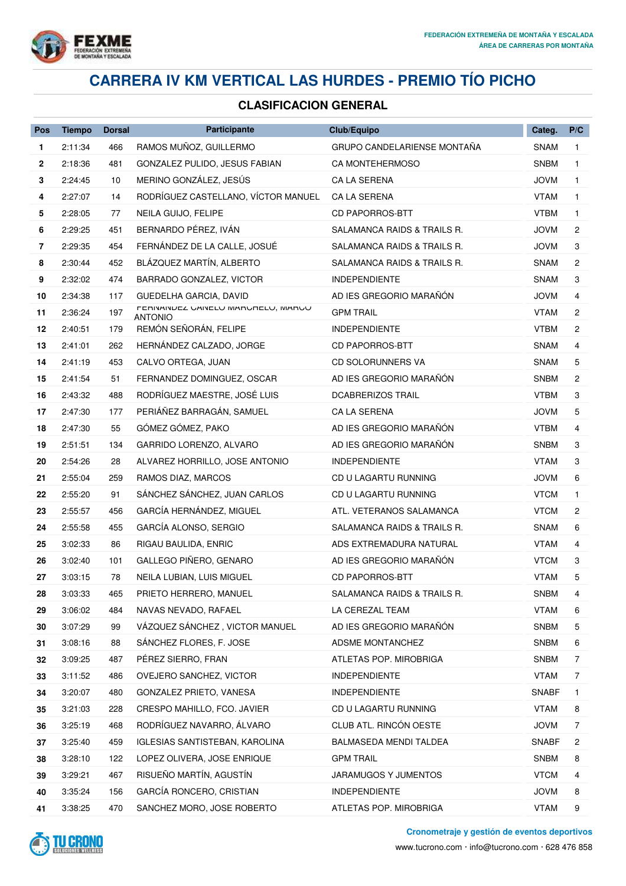# CARRERA IV KM VERTICAL LAS HURDES - PREMIO TÍO PICHO

## CLASIFICACION GENERAL

| Pos | Tiempo | Dorsal | Participante | Club/Equipo | Categ. | P/C |
|---|---|---|---|---|---|---|
| 1 | 2:11:34 | 466 | RAMOS MUÑOZ, GUILLERMO | GRUPO CANDELARIENSE MONTAÑA | SNAM | 1 |
| 2 | 2:18:36 | 481 | GONZALEZ PULIDO, JESUS FABIAN | CA MONTEHERMOSO | SNBM | 1 |
| 3 | 2:24:45 | 10 | MERINO GONZÁLEZ, JESÚS | CA LA SERENA | JOVM | 1 |
| 4 | 2:27:07 | 14 | RODRÍGUEZ CASTELLANO, VÍCTOR MANUEL | CA LA SERENA | VTAM | 1 |
| 5 | 2:28:05 | 77 | NEILA GUIJO, FELIPE | CD PAPORROS-BTT | VTBM | 1 |
| 6 | 2:29:25 | 451 | BERNARDO PÉREZ, IVÁN | SALAMANCA RAIDS & TRAILS R. | JOVM | 2 |
| 7 | 2:29:35 | 454 | FERNÁNDEZ DE LA CALLE, JOSUÉ | SALAMANCA RAIDS & TRAILS R. | JOVM | 3 |
| 8 | 2:30:44 | 452 | BLÁZQUEZ MARTÍN, ALBERTO | SALAMANCA RAIDS & TRAILS R. | SNAM | 2 |
| 9 | 2:32:02 | 474 | BARRADO GONZALEZ, VICTOR | INDEPENDIENTE | SNAM | 3 |
| 10 | 2:34:38 | 117 | GUEDELHA GARCIA, DAVID | AD IES GREGORIO MARAÑÓN | JOVM | 4 |
| 11 | 2:36:24 | 197 | FERNANDEZ CANELO MARCHELO, MARCO ANTONIO | GPM TRAIL | VTAM | 2 |
| 12 | 2:40:51 | 179 | REMÓN SEÑORÁN, FELIPE | INDEPENDIENTE | VTBM | 2 |
| 13 | 2:41:01 | 262 | HERNÁNDEZ CALZADO, JORGE | CD PAPORROS-BTT | SNAM | 4 |
| 14 | 2:41:19 | 453 | CALVO ORTEGA, JUAN | CD SOLORUNNERS VA | SNAM | 5 |
| 15 | 2:41:54 | 51 | FERNANDEZ DOMINGUEZ, OSCAR | AD IES GREGORIO MARAÑÓN | SNBM | 2 |
| 16 | 2:43:32 | 488 | RODRÍGUEZ MAESTRE, JOSÉ LUIS | DCABRERIZOS TRAIL | VTBM | 3 |
| 17 | 2:47:30 | 177 | PERIÁÑEZ BARRAGÁN, SAMUEL | CA LA SERENA | JOVM | 5 |
| 18 | 2:47:30 | 55 | GÓMEZ GÓMEZ, PAKO | AD IES GREGORIO MARAÑÓN | VTBM | 4 |
| 19 | 2:51:51 | 134 | GARRIDO LORENZO, ALVARO | AD IES GREGORIO MARAÑÓN | SNBM | 3 |
| 20 | 2:54:26 | 28 | ALVAREZ HORRILLO, JOSE ANTONIO | INDEPENDIENTE | VTAM | 3 |
| 21 | 2:55:04 | 259 | RAMOS DIAZ, MARCOS | CD U LAGARTU RUNNING | JOVM | 6 |
| 22 | 2:55:20 | 91 | SÁNCHEZ SÁNCHEZ, JUAN CARLOS | CD U LAGARTU RUNNING | VTCM | 1 |
| 23 | 2:55:57 | 456 | GARCÍA HERNÁNDEZ, MIGUEL | ATL. VETERANOS SALAMANCA | VTCM | 2 |
| 24 | 2:55:58 | 455 | GARCÍA ALONSO, SERGIO | SALAMANCA RAIDS & TRAILS R. | SNAM | 6 |
| 25 | 3:02:33 | 86 | RIGAU BAULIDA, ENRIC | ADS EXTREMADURA NATURAL | VTAM | 4 |
| 26 | 3:02:40 | 101 | GALLEGO PIÑERO, GENARO | AD IES GREGORIO MARAÑÓN | VTCM | 3 |
| 27 | 3:03:15 | 78 | NEILA LUBIAN, LUIS MIGUEL | CD PAPORROS-BTT | VTAM | 5 |
| 28 | 3:03:33 | 465 | PRIETO HERRERO, MANUEL | SALAMANCA RAIDS & TRAILS R. | SNBM | 4 |
| 29 | 3:06:02 | 484 | NAVAS NEVADO, RAFAEL | LA CEREZAL TEAM | VTAM | 6 |
| 30 | 3:07:29 | 99 | VÁZQUEZ SÁNCHEZ , VICTOR MANUEL | AD IES GREGORIO MARAÑÓN | SNBM | 5 |
| 31 | 3:08:16 | 88 | SÁNCHEZ FLORES, F. JOSE | ADSME MONTANCHEZ | SNBM | 6 |
| 32 | 3:09:25 | 487 | PÉREZ SIERRO, FRAN | ATLETAS POP. MIROBRIGA | SNBM | 7 |
| 33 | 3:11:52 | 486 | OVEJERO SANCHEZ, VICTOR | INDEPENDIENTE | VTAM | 7 |
| 34 | 3:20:07 | 480 | GONZALEZ PRIETO, VANESA | INDEPENDIENTE | SNABF | 1 |
| 35 | 3:21:03 | 228 | CRESPO MAHILLO, FCO. JAVIER | CD U LAGARTU RUNNING | VTAM | 8 |
| 36 | 3:25:19 | 468 | RODRÍGUEZ NAVARRO, ÁLVARO | CLUB ATL. RINCÓN OESTE | JOVM | 7 |
| 37 | 3:25:40 | 459 | IGLESIAS SANTISTEBAN, KAROLINA | BALMASEDA MENDI TALDEA | SNABF | 2 |
| 38 | 3:28:10 | 122 | LOPEZ OLIVERA, JOSE ENRIQUE | GPM TRAIL | SNBM | 8 |
| 39 | 3:29:21 | 467 | RISUEÑO MARTÍN, AGUSTÍN | JARAMUGOS Y JUMENTOS | VTCM | 4 |
| 40 | 3:35:24 | 156 | GARCÍA RONCERO, CRISTIAN | INDEPENDIENTE | JOVM | 8 |
| 41 | 3:38:25 | 470 | SANCHEZ MORO, JOSE ROBERTO | ATLETAS POP. MIROBRIGA | VTAM | 9 |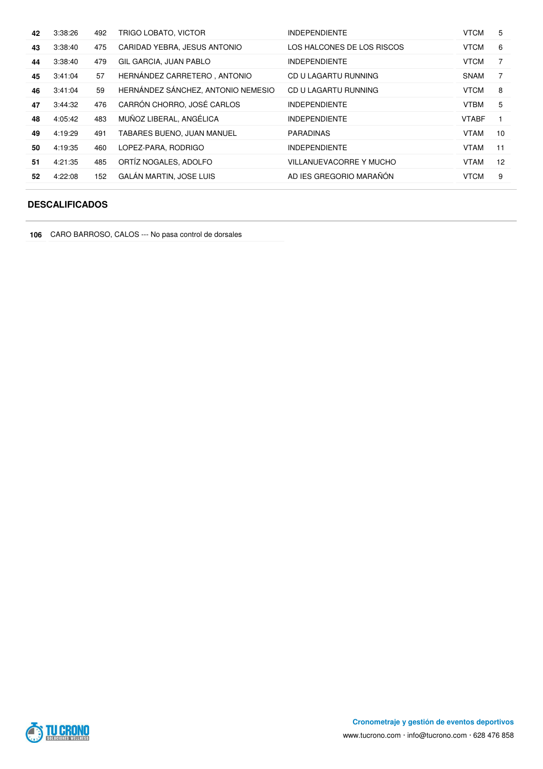| | | | | | | |
|---|---|---|---|---|---|---|
| **42** | 3:38:26 | 492 | TRIGO LOBATO, VICTOR | INDEPENDIENTE | VTCM | 5 |
| **43** | 3:38:40 | 475 | CARIDAD YEBRA, JESUS ANTONIO | LOS HALCONES DE LOS RISCOS | VTCM | 6 |
| **44** | 3:38:40 | 479 | GIL GARCIA, JUAN PABLO | INDEPENDIENTE | VTCM | 7 |
| **45** | 3:41:04 | 57 | HERNÁNDEZ CARRETERO , ANTONIO | CD U LAGARTU RUNNING | SNAM | 7 |
| **46** | 3:41:04 | 59 | HERNÁNDEZ SÁNCHEZ, ANTONIO NEMESIO | CD U LAGARTU RUNNING | VTCM | 8 |
| **47** | 3:44:32 | 476 | CARRÓN CHORRO, JOSÉ CARLOS | INDEPENDIENTE | VTBM | 5 |
| **48** | 4:05:42 | 483 | MUÑOZ LIBERAL, ANGÉLICA | INDEPENDIENTE | VTABF | 1 |
| **49** | 4:19:29 | 491 | TABARES BUENO, JUAN MANUEL | PARADINAS | VTAM | 10 |
| **50** | 4:19:35 | 460 | LOPEZ-PARA, RODRIGO | INDEPENDIENTE | VTAM | 11 |
| **51** | 4:21:35 | 485 | ORTÍZ NOGALES, ADOLFO | VILLANUEVACORRE Y MUCHO | VTAM | 12 |
| **52** | 4:22:08 | 152 | GALÁN MARTIN, JOSE LUIS | AD IES GREGORIO MARAÑÓN | VTCM | 9 |

## DESCALIFICADOS

**106** CARO BARROSO, CALOS --- No pasa control de dorsales

**Cronometraje y gestión de eventos deportivos**

www.tucrono.com · info@tucrono.com · 628 476 858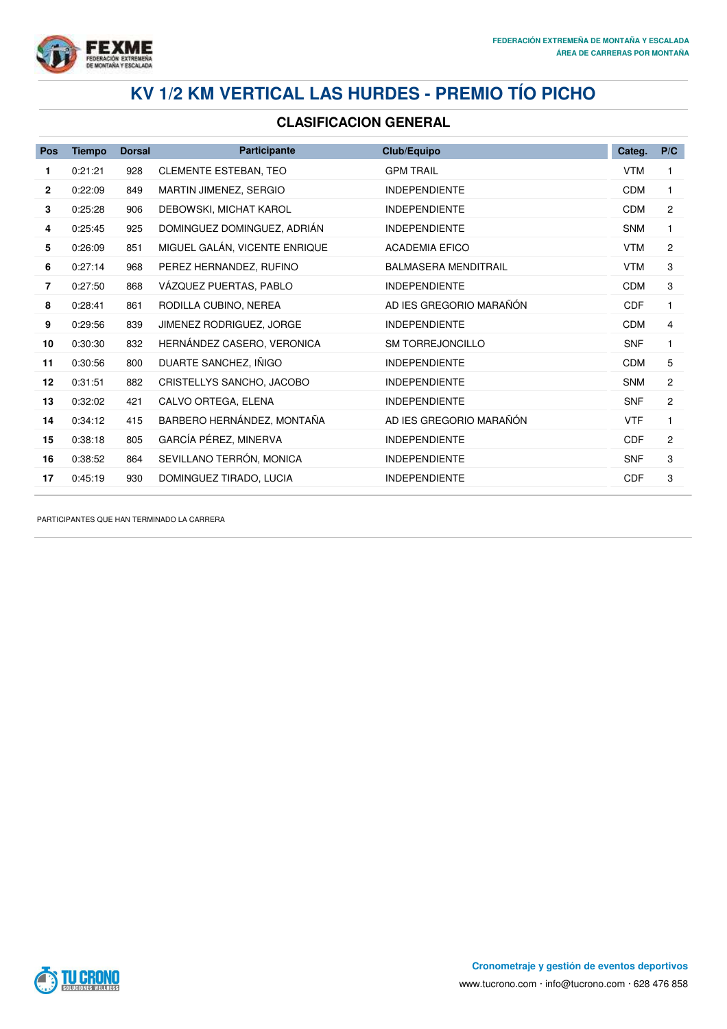# KV 1/2 KM VERTICAL LAS HURDES - PREMIO TÍO PICHO

## CLASIFICACION GENERAL

| Pos | Tiempo | Dorsal | Participante | Club/Equipo | Categ. | P/C |
|---|---|---|---|---|---|---|
| 1 | 0:21:21 | 928 | CLEMENTE ESTEBAN, TEO | GPM TRAIL | VTM | 1 |
| 2 | 0:22:09 | 849 | MARTIN JIMENEZ, SERGIO | INDEPENDIENTE | CDM | 1 |
| 3 | 0:25:28 | 906 | DEBOWSKI, MICHAT KAROL | INDEPENDIENTE | CDM | 2 |
| 4 | 0:25:45 | 925 | DOMINGUEZ DOMINGUEZ, ADRIÁN | INDEPENDIENTE | SNM | 1 |
| 5 | 0:26:09 | 851 | MIGUEL GALÁN, VICENTE ENRIQUE | ACADEMIA EFICO | VTM | 2 |
| 6 | 0:27:14 | 968 | PEREZ HERNANDEZ, RUFINO | BALMASERA MENDITRAIL | VTM | 3 |
| 7 | 0:27:50 | 868 | VÁZQUEZ PUERTAS, PABLO | INDEPENDIENTE | CDM | 3 |
| 8 | 0:28:41 | 861 | RODILLA CUBINO, NEREA | AD IES GREGORIO MARAÑÓN | CDF | 1 |
| 9 | 0:29:56 | 839 | JIMENEZ RODRIGUEZ, JORGE | INDEPENDIENTE | CDM | 4 |
| 10 | 0:30:30 | 832 | HERNÁNDEZ CASERO, VERONICA | SM TORREJONCILLO | SNF | 1 |
| 11 | 0:30:56 | 800 | DUARTE SANCHEZ, IÑIGO | INDEPENDIENTE | CDM | 5 |
| 12 | 0:31:51 | 882 | CRISTELLYS SANCHO, JACOBO | INDEPENDIENTE | SNM | 2 |
| 13 | 0:32:02 | 421 | CALVO ORTEGA, ELENA | INDEPENDIENTE | SNF | 2 |
| 14 | 0:34:12 | 415 | BARBERO HERNÁNDEZ, MONTAÑA | AD IES GREGORIO MARAÑÓN | VTF | 1 |
| 15 | 0:38:18 | 805 | GARCÍA PÉREZ, MINERVA | INDEPENDIENTE | CDF | 2 |
| 16 | 0:38:52 | 864 | SEVILLANO TERRÓN, MONICA | INDEPENDIENTE | SNF | 3 |
| 17 | 0:45:19 | 930 | DOMINGUEZ TIRADO, LUCIA | INDEPENDIENTE | CDF | 3 |

PARTICIPANTES QUE HAN TERMINADO LA CARRERA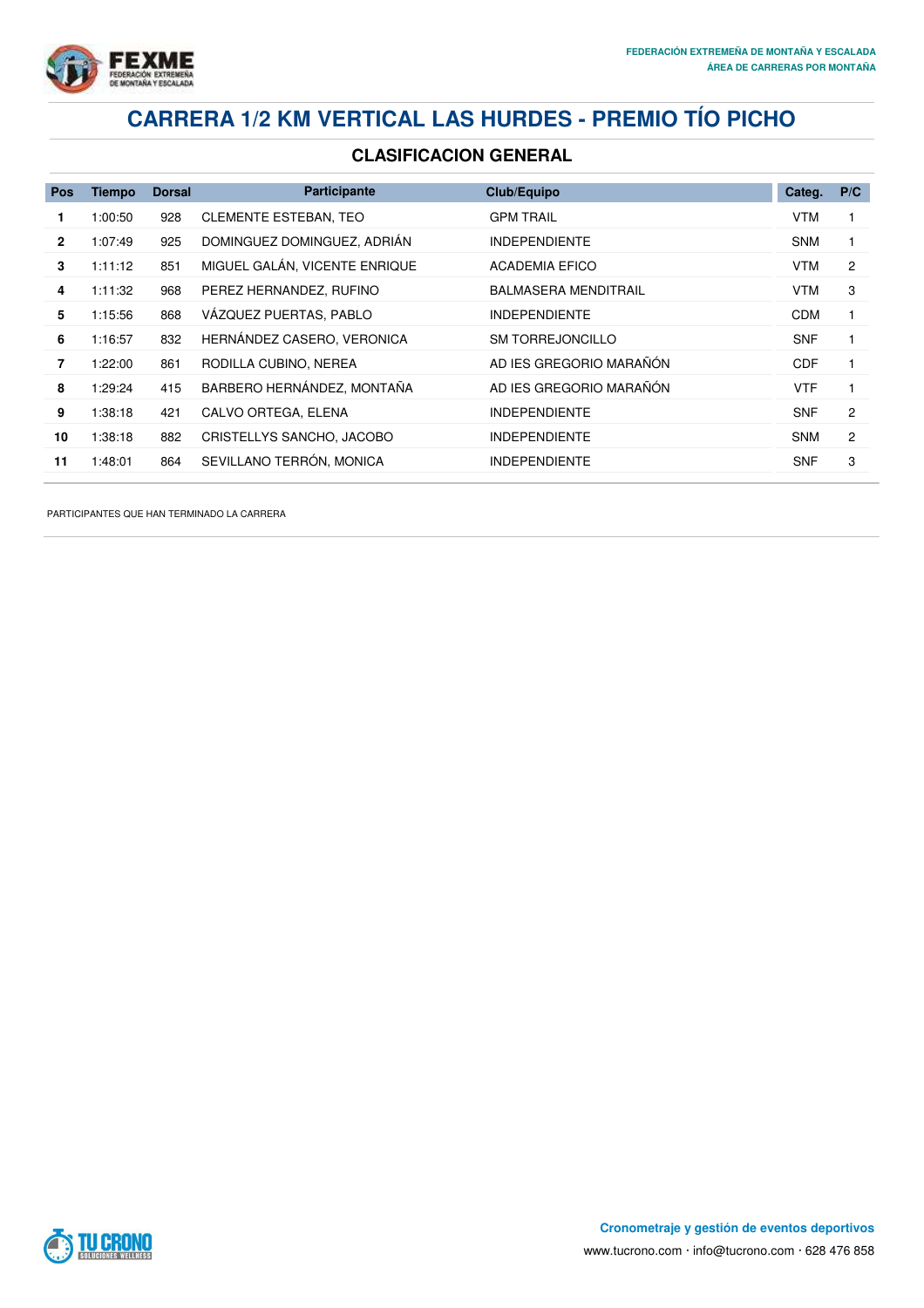# CARRERA 1/2 KM VERTICAL LAS HURDES - PREMIO TÍO PICHO

## CLASIFICACION GENERAL

| Pos | Tiempo | Dorsal | Participante | Club/Equipo | Categ. | P/C |
|---|---|---|---|---|---|---|
| **1** | 1:00:50 | 928 | CLEMENTE ESTEBAN, TEO | GPM TRAIL | VTM | 1 |
| **2** | 1:07:49 | 925 | DOMINGUEZ DOMINGUEZ, ADRIÁN | INDEPENDIENTE | SNM | 1 |
| **3** | 1:11:12 | 851 | MIGUEL GALÁN, VICENTE ENRIQUE | ACADEMIA EFICO | VTM | 2 |
| **4** | 1:11:32 | 968 | PEREZ HERNANDEZ, RUFINO | BALMASERA MENDITRAIL | VTM | 3 |
| **5** | 1:15:56 | 868 | VÁZQUEZ PUERTAS, PABLO | INDEPENDIENTE | CDM | 1 |
| **6** | 1:16:57 | 832 | HERNÁNDEZ CASERO, VERONICA | SM TORREJONCILLO | SNF | 1 |
| **7** | 1:22:00 | 861 | RODILLA CUBINO, NEREA | AD IES GREGORIO MARAÑÓN | CDF | 1 |
| **8** | 1:29:24 | 415 | BARBERO HERNÁNDEZ, MONTAÑA | AD IES GREGORIO MARAÑÓN | VTF | 1 |
| **9** | 1:38:18 | 421 | CALVO ORTEGA, ELENA | INDEPENDIENTE | SNF | 2 |
| **10** | 1:38:18 | 882 | CRISTELLYS SANCHO, JACOBO | INDEPENDIENTE | SNM | 2 |
| **11** | 1:48:01 | 864 | SEVILLANO TERRÓN, MONICA | INDEPENDIENTE | SNF | 3 |

PARTICIPANTES QUE HAN TERMINADO LA CARRERA